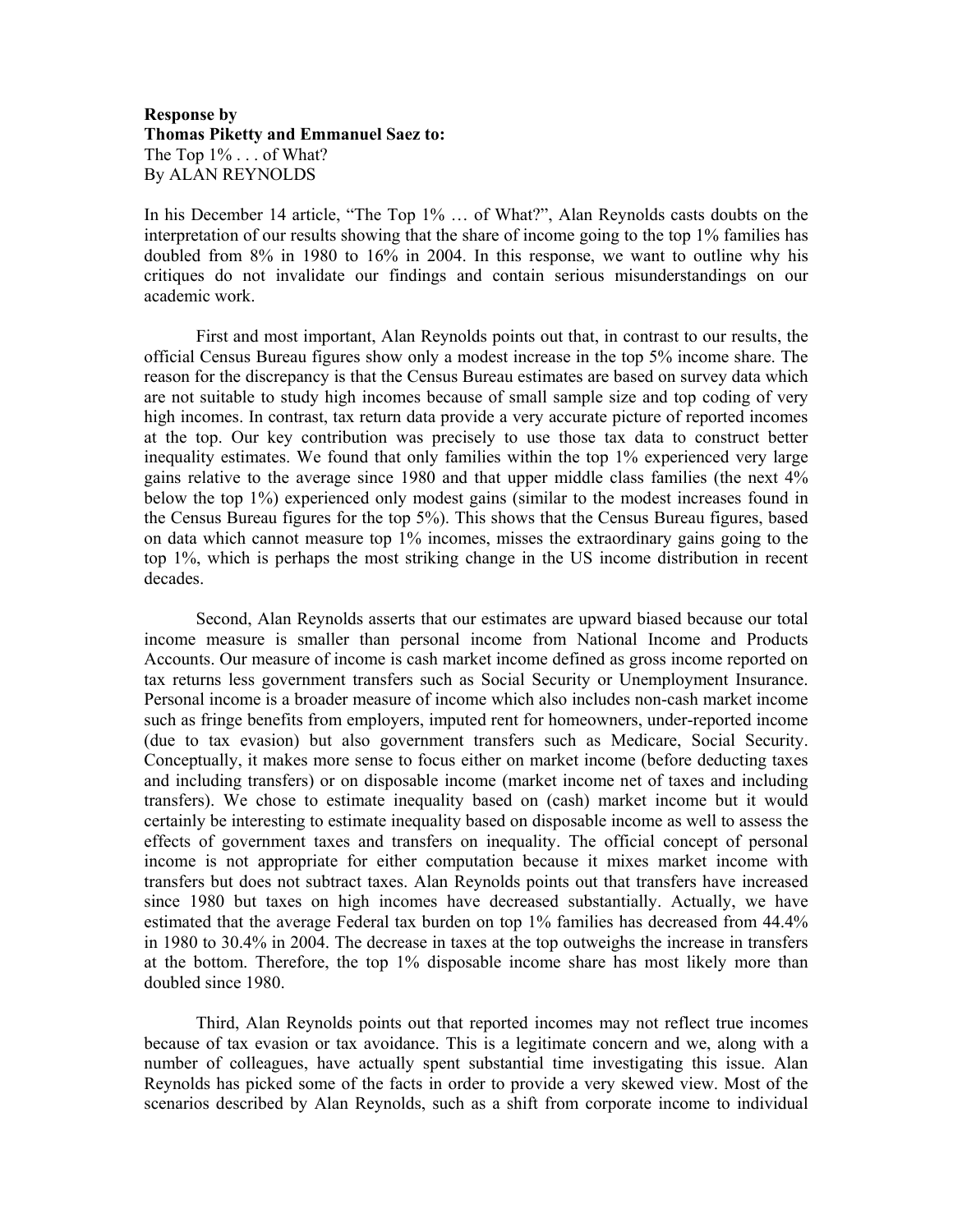**Response by**
**Thomas Piketty and Emmanuel Saez to:**
The Top 1% . . . of What?
By ALAN REYNOLDS

In his December 14 article, "The Top 1% … of What?", Alan Reynolds casts doubts on the interpretation of our results showing that the share of income going to the top 1% families has doubled from 8% in 1980 to 16% in 2004. In this response, we want to outline why his critiques do not invalidate our findings and contain serious misunderstandings on our academic work.

First and most important, Alan Reynolds points out that, in contrast to our results, the official Census Bureau figures show only a modest increase in the top 5% income share. The reason for the discrepancy is that the Census Bureau estimates are based on survey data which are not suitable to study high incomes because of small sample size and top coding of very high incomes. In contrast, tax return data provide a very accurate picture of reported incomes at the top. Our key contribution was precisely to use those tax data to construct better inequality estimates. We found that only families within the top 1% experienced very large gains relative to the average since 1980 and that upper middle class families (the next 4% below the top 1%) experienced only modest gains (similar to the modest increases found in the Census Bureau figures for the top 5%). This shows that the Census Bureau figures, based on data which cannot measure top 1% incomes, misses the extraordinary gains going to the top 1%, which is perhaps the most striking change in the US income distribution in recent decades.

Second, Alan Reynolds asserts that our estimates are upward biased because our total income measure is smaller than personal income from National Income and Products Accounts. Our measure of income is cash market income defined as gross income reported on tax returns less government transfers such as Social Security or Unemployment Insurance. Personal income is a broader measure of income which also includes non-cash market income such as fringe benefits from employers, imputed rent for homeowners, under-reported income (due to tax evasion) but also government transfers such as Medicare, Social Security. Conceptually, it makes more sense to focus either on market income (before deducting taxes and including transfers) or on disposable income (market income net of taxes and including transfers). We chose to estimate inequality based on (cash) market income but it would certainly be interesting to estimate inequality based on disposable income as well to assess the effects of government taxes and transfers on inequality. The official concept of personal income is not appropriate for either computation because it mixes market income with transfers but does not subtract taxes. Alan Reynolds points out that transfers have increased since 1980 but taxes on high incomes have decreased substantially. Actually, we have estimated that the average Federal tax burden on top 1% families has decreased from 44.4% in 1980 to 30.4% in 2004. The decrease in taxes at the top outweighs the increase in transfers at the bottom. Therefore, the top 1% disposable income share has most likely more than doubled since 1980.

Third, Alan Reynolds points out that reported incomes may not reflect true incomes because of tax evasion or tax avoidance. This is a legitimate concern and we, along with a number of colleagues, have actually spent substantial time investigating this issue. Alan Reynolds has picked some of the facts in order to provide a very skewed view. Most of the scenarios described by Alan Reynolds, such as a shift from corporate income to individual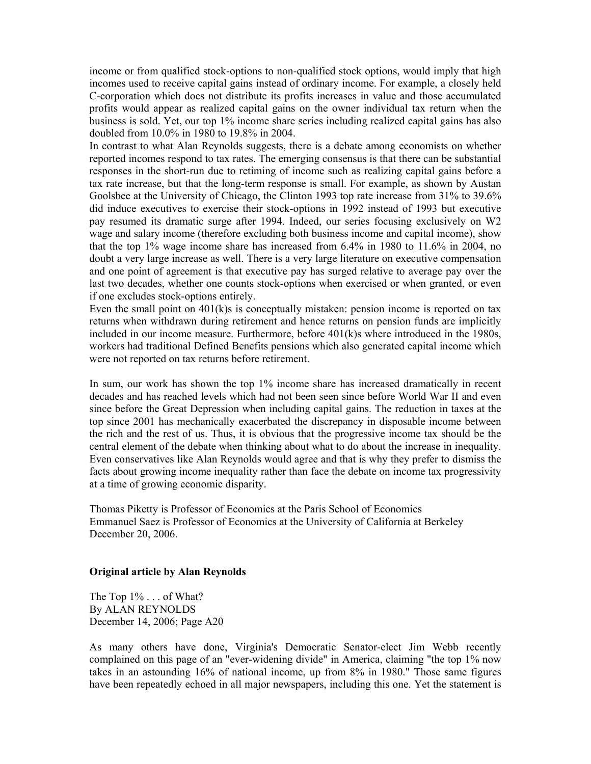income or from qualified stock-options to non-qualified stock options, would imply that high incomes used to receive capital gains instead of ordinary income. For example, a closely held C-corporation which does not distribute its profits increases in value and those accumulated profits would appear as realized capital gains on the owner individual tax return when the business is sold. Yet, our top 1% income share series including realized capital gains has also doubled from 10.0% in 1980 to 19.8% in 2004.

In contrast to what Alan Reynolds suggests, there is a debate among economists on whether reported incomes respond to tax rates. The emerging consensus is that there can be substantial responses in the short-run due to retiming of income such as realizing capital gains before a tax rate increase, but that the long-term response is small. For example, as shown by Austan Goolsbee at the University of Chicago, the Clinton 1993 top rate increase from 31% to 39.6% did induce executives to exercise their stock-options in 1992 instead of 1993 but executive pay resumed its dramatic surge after 1994. Indeed, our series focusing exclusively on W2 wage and salary income (therefore excluding both business income and capital income), show that the top 1% wage income share has increased from 6.4% in 1980 to 11.6% in 2004, no doubt a very large increase as well. There is a very large literature on executive compensation and one point of agreement is that executive pay has surged relative to average pay over the last two decades, whether one counts stock-options when exercised or when granted, or even if one excludes stock-options entirely.

Even the small point on 401(k)s is conceptually mistaken: pension income is reported on tax returns when withdrawn during retirement and hence returns on pension funds are implicitly included in our income measure. Furthermore, before 401(k)s where introduced in the 1980s, workers had traditional Defined Benefits pensions which also generated capital income which were not reported on tax returns before retirement.

In sum, our work has shown the top 1% income share has increased dramatically in recent decades and has reached levels which had not been seen since before World War II and even since before the Great Depression when including capital gains. The reduction in taxes at the top since 2001 has mechanically exacerbated the discrepancy in disposable income between the rich and the rest of us. Thus, it is obvious that the progressive income tax should be the central element of the debate when thinking about what to do about the increase in inequality. Even conservatives like Alan Reynolds would agree and that is why they prefer to dismiss the facts about growing income inequality rather than face the debate on income tax progressivity at a time of growing economic disparity.

Thomas Piketty is Professor of Economics at the Paris School of Economics
Emmanuel Saez is Professor of Economics at the University of California at Berkeley
December 20, 2006.

**Original article by Alan Reynolds**

The Top 1% . . . of What?
By ALAN REYNOLDS
December 14, 2006; Page A20

As many others have done, Virginia's Democratic Senator-elect Jim Webb recently complained on this page of an "ever-widening divide" in America, claiming "the top 1% now takes in an astounding 16% of national income, up from 8% in 1980." Those same figures have been repeatedly echoed in all major newspapers, including this one. Yet the statement is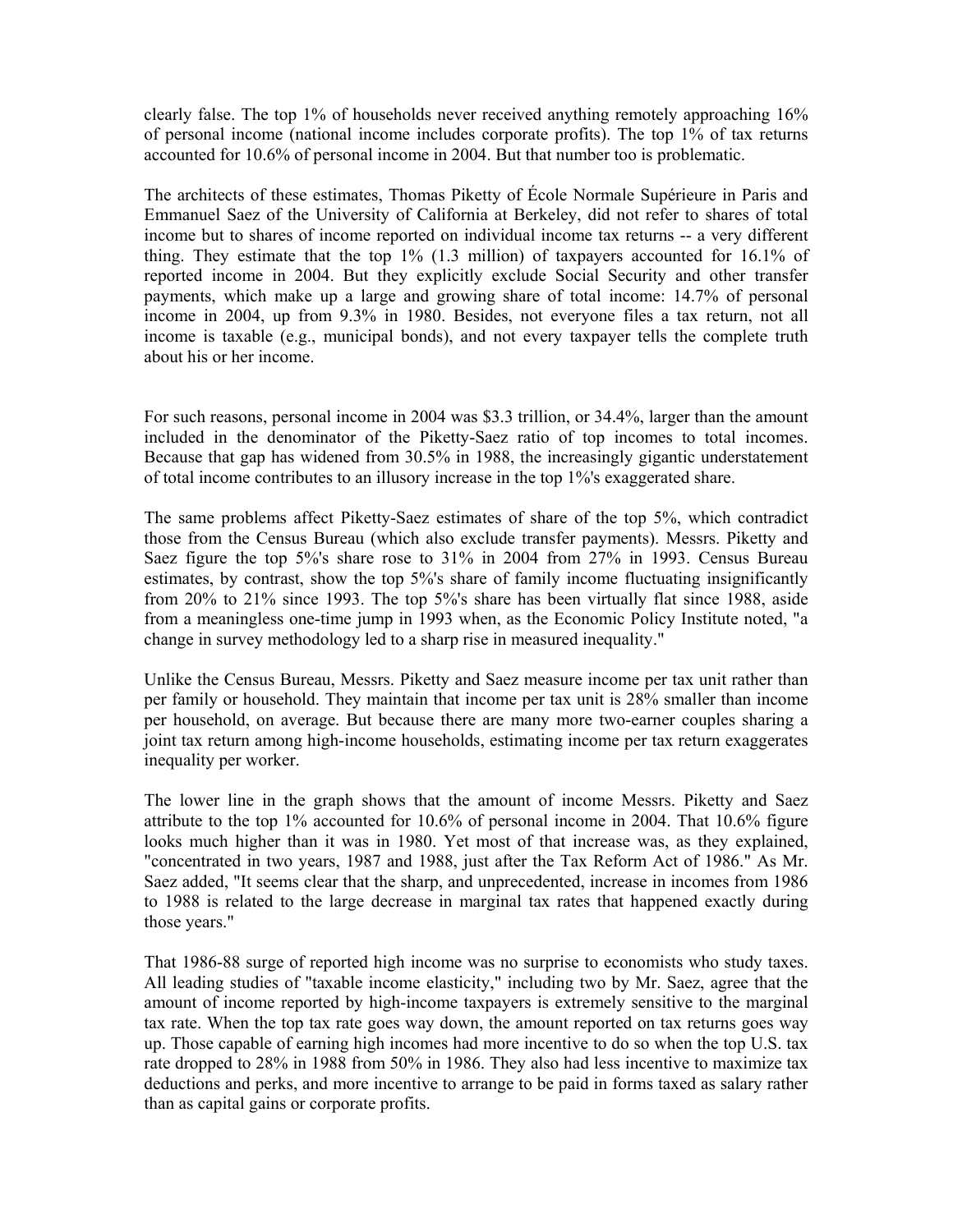clearly false. The top 1% of households never received anything remotely approaching 16% of personal income (national income includes corporate profits). The top 1% of tax returns accounted for 10.6% of personal income in 2004. But that number too is problematic.

The architects of these estimates, Thomas Piketty of École Normale Supérieure in Paris and Emmanuel Saez of the University of California at Berkeley, did not refer to shares of total income but to shares of income reported on individual income tax returns -- a very different thing. They estimate that the top 1% (1.3 million) of taxpayers accounted for 16.1% of reported income in 2004. But they explicitly exclude Social Security and other transfer payments, which make up a large and growing share of total income: 14.7% of personal income in 2004, up from 9.3% in 1980. Besides, not everyone files a tax return, not all income is taxable (e.g., municipal bonds), and not every taxpayer tells the complete truth about his or her income.

For such reasons, personal income in 2004 was $3.3 trillion, or 34.4%, larger than the amount included in the denominator of the Piketty-Saez ratio of top incomes to total incomes. Because that gap has widened from 30.5% in 1988, the increasingly gigantic understatement of total income contributes to an illusory increase in the top 1%'s exaggerated share.

The same problems affect Piketty-Saez estimates of share of the top 5%, which contradict those from the Census Bureau (which also exclude transfer payments). Messrs. Piketty and Saez figure the top 5%'s share rose to 31% in 2004 from 27% in 1993. Census Bureau estimates, by contrast, show the top 5%'s share of family income fluctuating insignificantly from 20% to 21% since 1993. The top 5%'s share has been virtually flat since 1988, aside from a meaningless one-time jump in 1993 when, as the Economic Policy Institute noted, "a change in survey methodology led to a sharp rise in measured inequality."

Unlike the Census Bureau, Messrs. Piketty and Saez measure income per tax unit rather than per family or household. They maintain that income per tax unit is 28% smaller than income per household, on average. But because there are many more two-earner couples sharing a joint tax return among high-income households, estimating income per tax return exaggerates inequality per worker.

The lower line in the graph shows that the amount of income Messrs. Piketty and Saez attribute to the top 1% accounted for 10.6% of personal income in 2004. That 10.6% figure looks much higher than it was in 1980. Yet most of that increase was, as they explained, "concentrated in two years, 1987 and 1988, just after the Tax Reform Act of 1986." As Mr. Saez added, "It seems clear that the sharp, and unprecedented, increase in incomes from 1986 to 1988 is related to the large decrease in marginal tax rates that happened exactly during those years."

That 1986-88 surge of reported high income was no surprise to economists who study taxes. All leading studies of "taxable income elasticity," including two by Mr. Saez, agree that the amount of income reported by high-income taxpayers is extremely sensitive to the marginal tax rate. When the top tax rate goes way down, the amount reported on tax returns goes way up. Those capable of earning high incomes had more incentive to do so when the top U.S. tax rate dropped to 28% in 1988 from 50% in 1986. They also had less incentive to maximize tax deductions and perks, and more incentive to arrange to be paid in forms taxed as salary rather than as capital gains or corporate profits.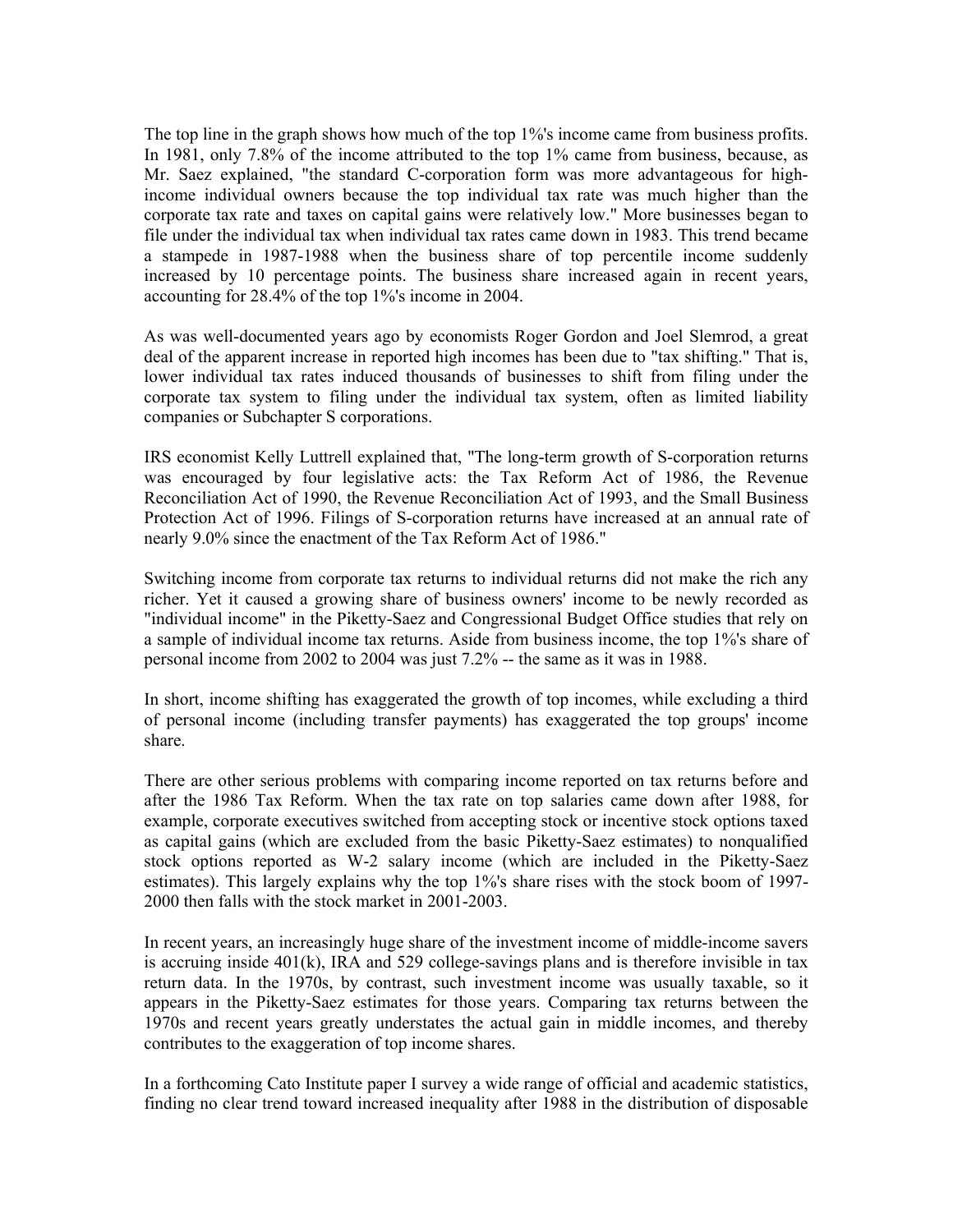The top line in the graph shows how much of the top 1%'s income came from business profits. In 1981, only 7.8% of the income attributed to the top 1% came from business, because, as Mr. Saez explained, "the standard C-corporation form was more advantageous for high-income individual owners because the top individual tax rate was much higher than the corporate tax rate and taxes on capital gains were relatively low." More businesses began to file under the individual tax when individual tax rates came down in 1983. This trend became a stampede in 1987-1988 when the business share of top percentile income suddenly increased by 10 percentage points. The business share increased again in recent years, accounting for 28.4% of the top 1%'s income in 2004.

As was well-documented years ago by economists Roger Gordon and Joel Slemrod, a great deal of the apparent increase in reported high incomes has been due to "tax shifting." That is, lower individual tax rates induced thousands of businesses to shift from filing under the corporate tax system to filing under the individual tax system, often as limited liability companies or Subchapter S corporations.

IRS economist Kelly Luttrell explained that, "The long-term growth of S-corporation returns was encouraged by four legislative acts: the Tax Reform Act of 1986, the Revenue Reconciliation Act of 1990, the Revenue Reconciliation Act of 1993, and the Small Business Protection Act of 1996. Filings of S-corporation returns have increased at an annual rate of nearly 9.0% since the enactment of the Tax Reform Act of 1986."

Switching income from corporate tax returns to individual returns did not make the rich any richer. Yet it caused a growing share of business owners' income to be newly recorded as "individual income" in the Piketty-Saez and Congressional Budget Office studies that rely on a sample of individual income tax returns. Aside from business income, the top 1%'s share of personal income from 2002 to 2004 was just 7.2% -- the same as it was in 1988.

In short, income shifting has exaggerated the growth of top incomes, while excluding a third of personal income (including transfer payments) has exaggerated the top groups' income share.

There are other serious problems with comparing income reported on tax returns before and after the 1986 Tax Reform. When the tax rate on top salaries came down after 1988, for example, corporate executives switched from accepting stock or incentive stock options taxed as capital gains (which are excluded from the basic Piketty-Saez estimates) to nonqualified stock options reported as W-2 salary income (which are included in the Piketty-Saez estimates). This largely explains why the top 1%'s share rises with the stock boom of 1997-2000 then falls with the stock market in 2001-2003.

In recent years, an increasingly huge share of the investment income of middle-income savers is accruing inside 401(k), IRA and 529 college-savings plans and is therefore invisible in tax return data. In the 1970s, by contrast, such investment income was usually taxable, so it appears in the Piketty-Saez estimates for those years. Comparing tax returns between the 1970s and recent years greatly understates the actual gain in middle incomes, and thereby contributes to the exaggeration of top income shares.

In a forthcoming Cato Institute paper I survey a wide range of official and academic statistics, finding no clear trend toward increased inequality after 1988 in the distribution of disposable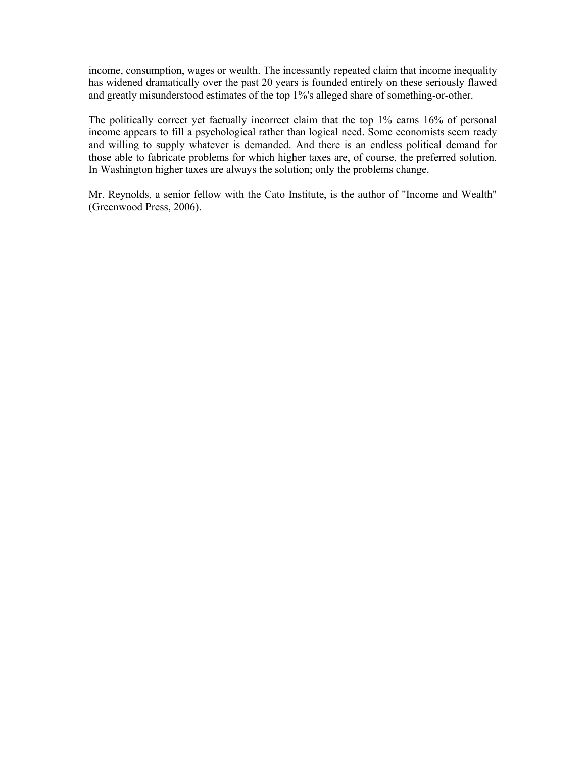income, consumption, wages or wealth. The incessantly repeated claim that income inequality has widened dramatically over the past 20 years is founded entirely on these seriously flawed and greatly misunderstood estimates of the top 1%'s alleged share of something-or-other.

The politically correct yet factually incorrect claim that the top 1% earns 16% of personal income appears to fill a psychological rather than logical need. Some economists seem ready and willing to supply whatever is demanded. And there is an endless political demand for those able to fabricate problems for which higher taxes are, of course, the preferred solution. In Washington higher taxes are always the solution; only the problems change.

Mr. Reynolds, a senior fellow with the Cato Institute, is the author of "Income and Wealth" (Greenwood Press, 2006).